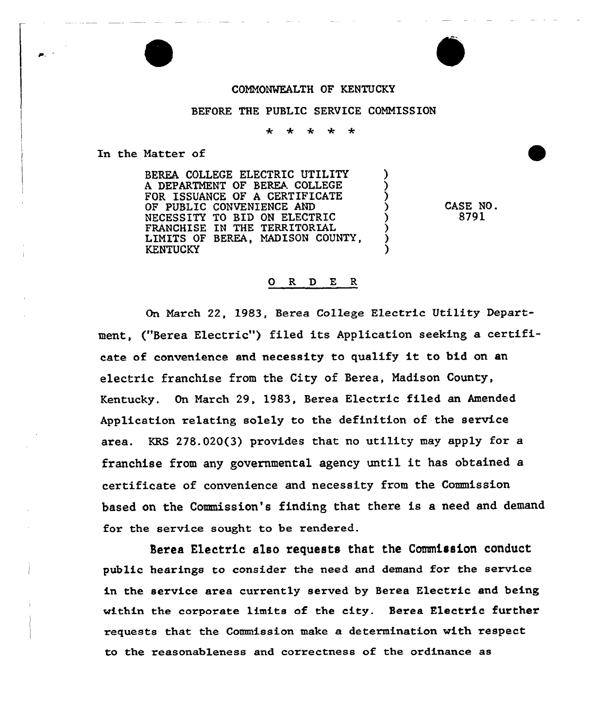COMMONWEALTH OF KENTUCKY

BEFORE THE PUBLIC SERVICE COMMISSION

\* \* \* \* \*

In the Matter of

| | |
|---|---|
| BEREA COLLEGE ELECTRIC UTILITY A DEPARTMENT OF BEREA COLLEGE FOR ISSUANCE OF A CERTIFICATE OF PUBLIC CONVENIENCE AND NECESSITY TO BID ON ELECTRIC FRANCHISE IN THE TERRITORIAL LIMITS OF BEREA, MADISON COUNTY, KENTUCKY | CASE NO. 8791 |

## O R D E R

On March 22, 1983, Berea College Electric Utility Department, ("Berea Electric") filed its Application seeking a certificate of convenience and necessity to qualify it to bid on an electric franchise from the City of Berea, Madison County, Kentucky. On March 29, 1983, Berea Electric filed an Amended Application relating solely to the definition of the service area. KRS 278.020(3) provides that no utility may apply for a franchise from any governmental agency until it has obtained a certificate of convenience and necessity from the Commission based on the Commission's finding that there is a need and demand for the service sought to be rendered.

Berea Electric also requests that the Commission conduct public hearings to consider the need and demand for the service in the service area currently served by Berea Electric and being within the corporate limits of the city. Berea Electric further requests that the Commission make a determination with respect to the reasonableness and correctness of the ordinance as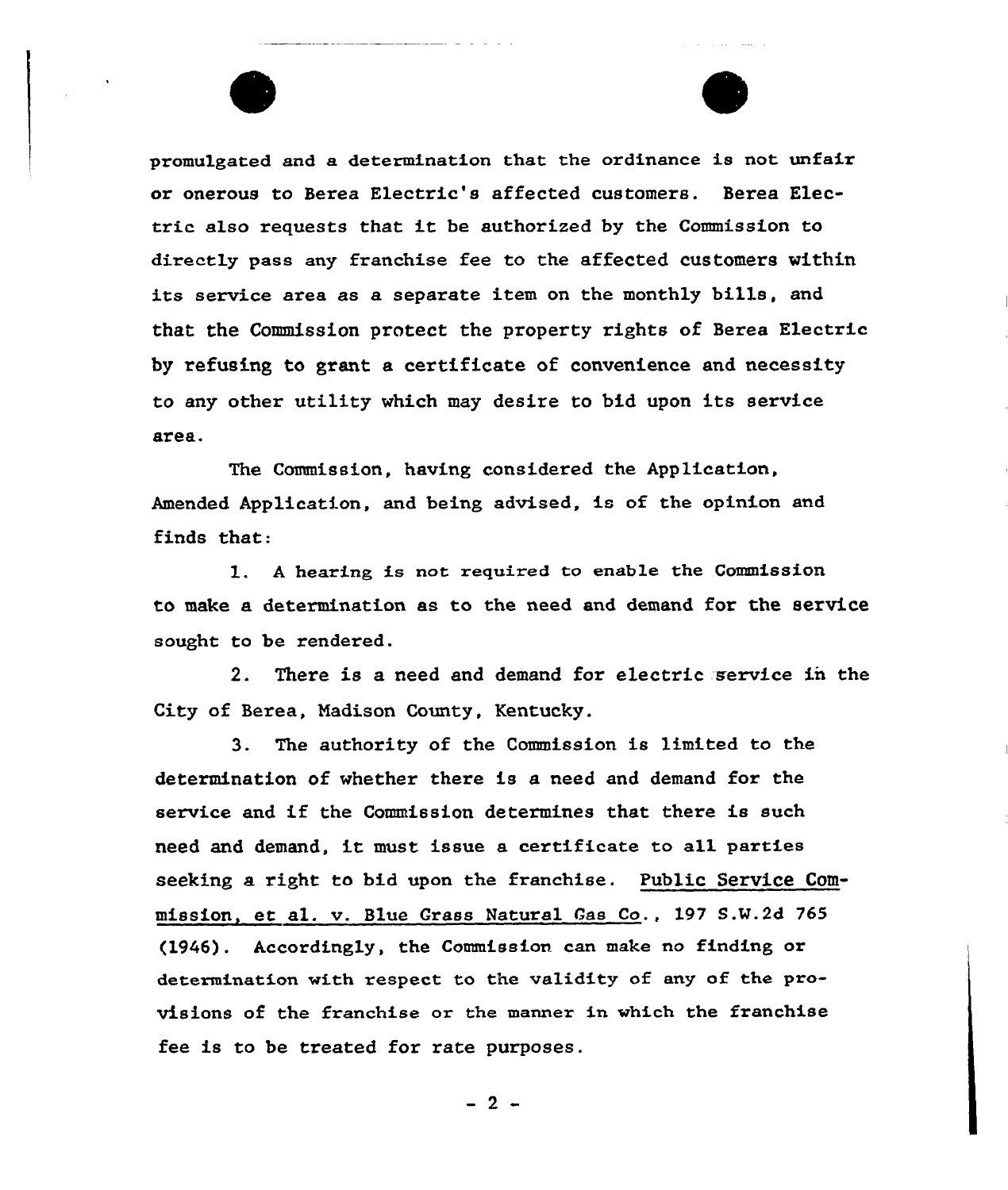promulgated and a determination that the ordinance is not unfair or onerous to Berea Electric's affected customers. Berea Electric also requests that it be authorized by the Commission to directly pass any franchise fee to the affected customers within its service area as a separate item on the monthly bills, and that the Commission protect the property rights of Berea Electric by refusing to grant a certificate of convenience and necessity to any other utility which may desire to bid upon its service area.

The Commission, having considered the Application, Amended Application, and being advised, is of the opinion and finds that:

1. A hearing is not required to enable the Commission to make a determination as to the need and demand for the service sought to be rendered.

2. There is a need and demand for electric service in the City of Berea, Madison County, Kentucky.

3. The authority of the Commission is limited to the determination of whether there is a need and demand for the service and if the Commission determines that there is such need and demand, it must issue a certificate to all parties seeking a right to bid upon the franchise. Public Service Commission, et al. v. Blue Grass Natural Gas Co., 197 S.W.2d 765 (1946). Accordingly, the Commission can make no finding or determination with respect to the validity of any of the provisions of the franchise or the manner in which the franchise fee is to be treated for rate purposes.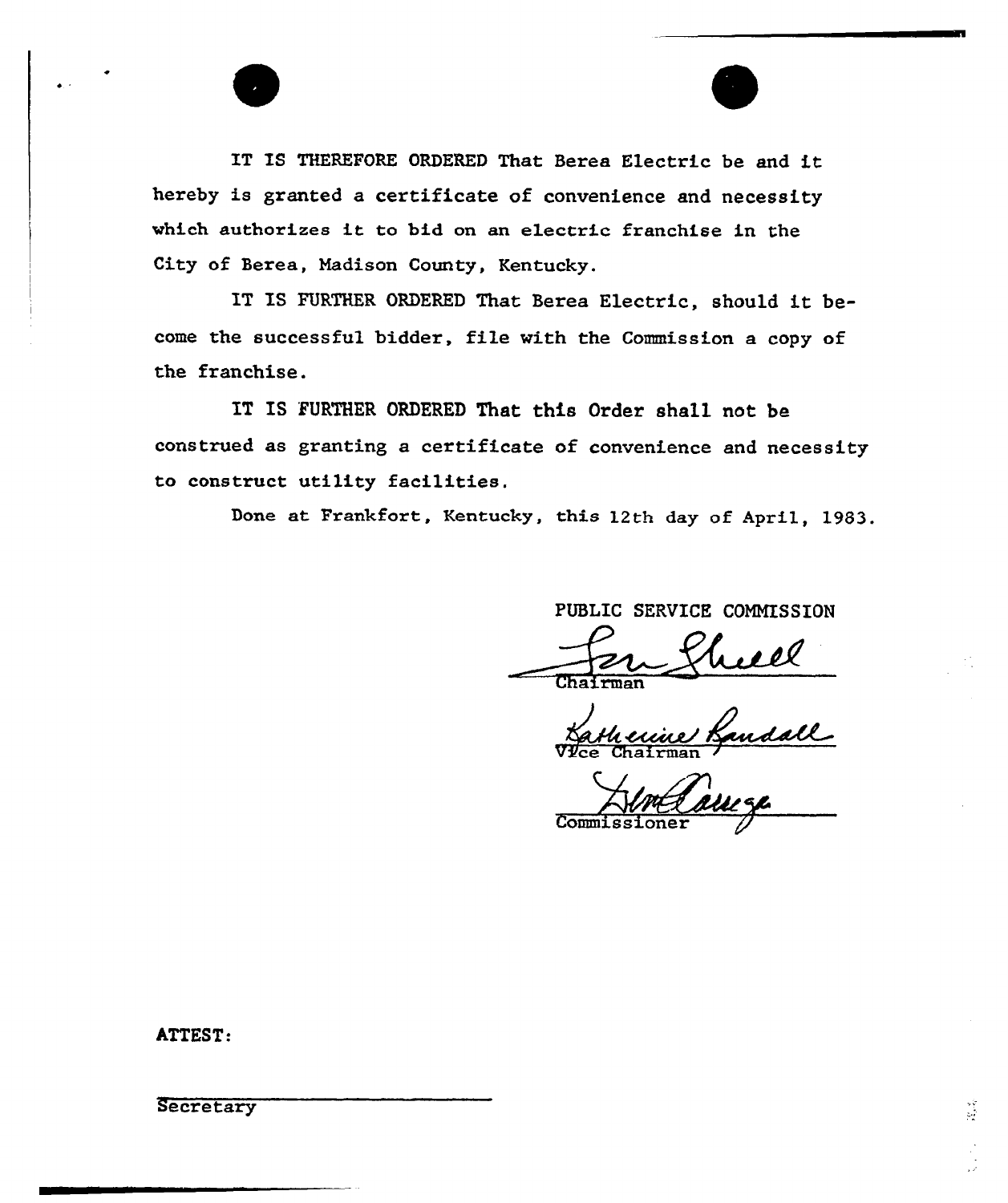IT IS THEREFORE ORDERED That Berea Electric be and it hereby is granted a certificate of convenience and necessity which authorizes it to bid on an electric franchise in the City of Berea, Madison County, Kentucky.

IT IS FURTHER ORDERED That Berea Electric, should it become the successful bidder, file with the Commission a copy of the franchise.

IT IS FURTHER ORDERED That this Order shall not be construed as granting a certificate of convenience and necessity to construct utility facilities.

Done at Frankfort, Kentucky, this 12th day of April, 1983.

PUBLIC SERVICE COMMISSION

Chairman

Vice Chairman

Commissioner

ATTEST:

Secretary